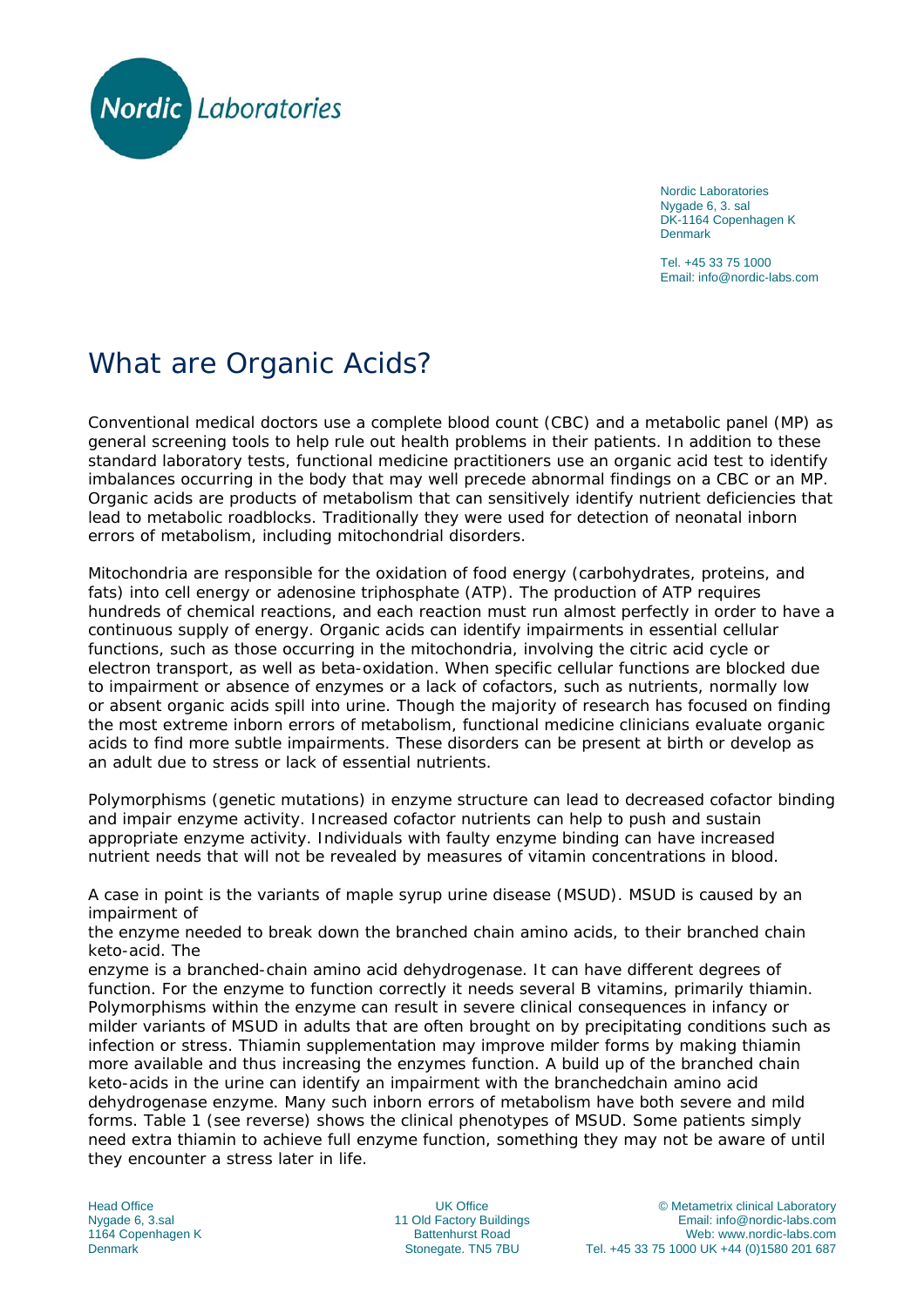Nordic Laboratories
Nygade 6, 3. sal
DK-1164 Copenhagen K
Denmark

Tel. +45 33 75 1000
Email: info@nordic-labs.com

# What are Organic Acids?

Conventional medical doctors use a complete blood count (CBC) and a metabolic panel (MP) as general screening tools to help rule out health problems in their patients. In addition to these standard laboratory tests, functional medicine practitioners use an organic acid test to identify imbalances occurring in the body that may well precede abnormal findings on a CBC or an MP. Organic acids are products of metabolism that can sensitively identify nutrient deficiencies that lead to metabolic roadblocks. Traditionally they were used for detection of neonatal inborn errors of metabolism, including mitochondrial disorders.

Mitochondria are responsible for the oxidation of food energy (carbohydrates, proteins, and fats) into cell energy or adenosine triphosphate (ATP). The production of ATP requires hundreds of chemical reactions, and each reaction must run almost perfectly in order to have a continuous supply of energy. Organic acids can identify impairments in essential cellular functions, such as those occurring in the mitochondria, involving the citric acid cycle or electron transport, as well as beta-oxidation. When specific cellular functions are blocked due to impairment or absence of enzymes or a lack of cofactors, such as nutrients, normally low or absent organic acids spill into urine. Though the majority of research has focused on finding the most extreme inborn errors of metabolism, functional medicine clinicians evaluate organic acids to find more subtle impairments. These disorders can be present at birth or develop as an adult due to stress or lack of essential nutrients.

Polymorphisms (genetic mutations) in enzyme structure can lead to decreased cofactor binding and impair enzyme activity. Increased cofactor nutrients can help to push and sustain appropriate enzyme activity. Individuals with faulty enzyme binding can have increased nutrient needs that will not be revealed by measures of vitamin concentrations in blood.

A case in point is the variants of maple syrup urine disease (MSUD). MSUD is caused by an impairment of the enzyme needed to break down the branched chain amino acids, to their branched chain keto-acid. The enzyme is a branched-chain amino acid dehydrogenase. It can have different degrees of function. For the enzyme to function correctly it needs several B vitamins, primarily thiamin. Polymorphisms within the enzyme can result in severe clinical consequences in infancy or milder variants of MSUD in adults that are often brought on by precipitating conditions such as infection or stress. Thiamin supplementation may improve milder forms by making thiamin more available and thus increasing the enzymes function. A build up of the branched chain keto-acids in the urine can identify an impairment with the branchedchain amino acid dehydrogenase enzyme. Many such inborn errors of metabolism have both severe and mild forms. Table 1 (see reverse) shows the clinical phenotypes of MSUD. Some patients simply need extra thiamin to achieve full enzyme function, something they may not be aware of until they encounter a stress later in life.

Head Office
Nygade 6, 3.sal
1164 Copenhagen K
Denmark

UK Office
11 Old Factory Buildings
Battenhurst Road
Stonegate. TN5 7BU

© Metametrix clinical Laboratory
Email: info@nordic-labs.com
Web: www.nordic-labs.com
Tel. +45 33 75 1000 UK +44 (0)1580 201 687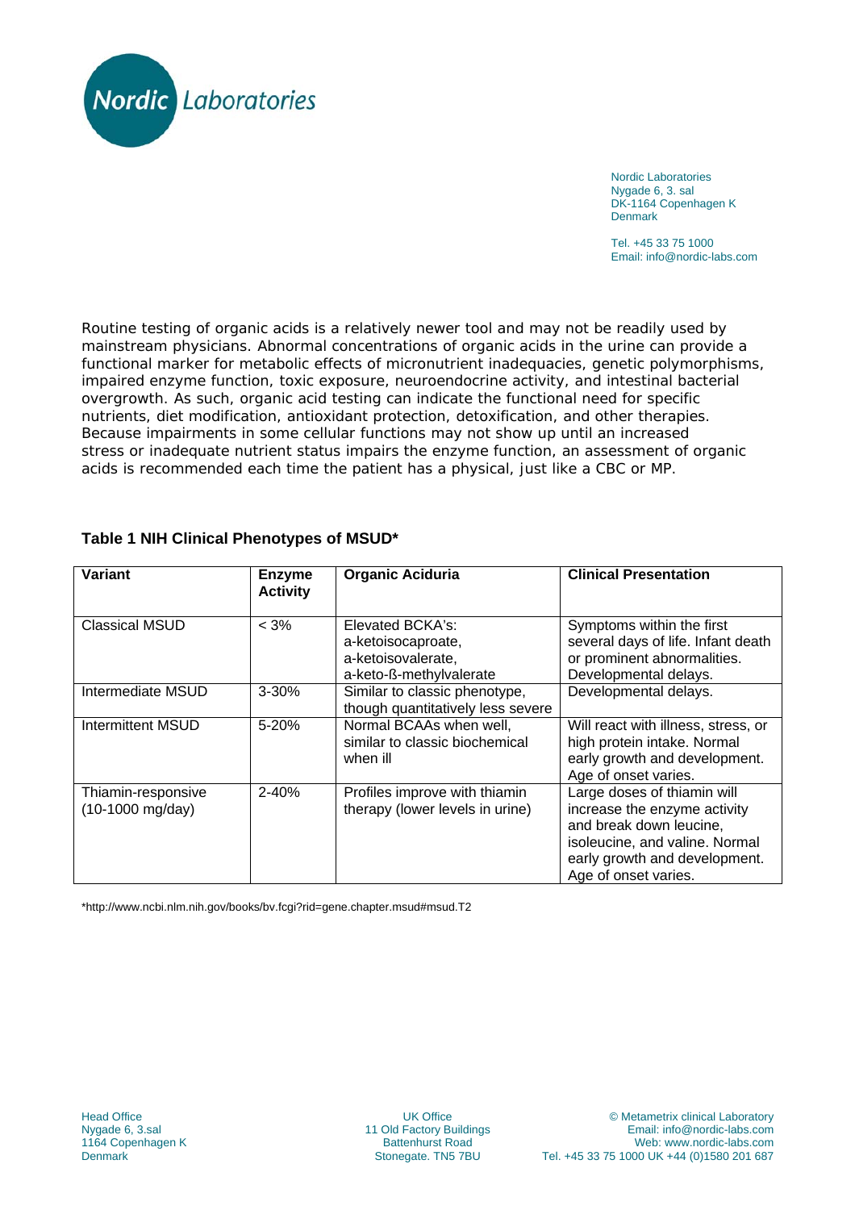Routine testing of organic acids is a relatively newer tool and may not be readily used by mainstream physicians. Abnormal concentrations of organic acids in the urine can provide a functional marker for metabolic effects of micronutrient inadequacies, genetic polymorphisms, impaired enzyme function, toxic exposure, neuroendocrine activity, and intestinal bacterial overgrowth. As such, organic acid testing can indicate the functional need for specific nutrients, diet modification, antioxidant protection, detoxification, and other therapies. Because impairments in some cellular functions may not show up until an increased stress or inadequate nutrient status impairs the enzyme function, an assessment of organic acids is recommended each time the patient has a physical, just like a CBC or MP.

**Table 1 NIH Clinical Phenotypes of MSUD***

| Variant | Enzyme Activity | Organic Aciduria | Clinical Presentation |
|---|---|---|---|
| Classical MSUD | < 3% | Elevated BCKA's: a-ketoisocaproate, a-ketoisovalerate, a-keto-ß-methylvalerate | Symptoms within the first several days of life. Infant death or prominent abnormalities. Developmental delays. |
| Intermediate MSUD | 3-30% | Similar to classic phenotype, though quantitatively less severe | Developmental delays. |
| Intermittent MSUD | 5-20% | Normal BCAAs when well, similar to classic biochemical when ill | Will react with illness, stress, or high protein intake. Normal early growth and development. Age of onset varies. |
| Thiamin-responsive (10-1000 mg/day) | 2-40% | Profiles improve with thiamin therapy (lower levels in urine) | Large doses of thiamin will increase the enzyme activity and break down leucine, isoleucine, and valine. Normal early growth and development. Age of onset varies. |

*http://www.ncbi.nlm.nih.gov/books/bv.fcgi?rid=gene.chapter.msud#msud.T2